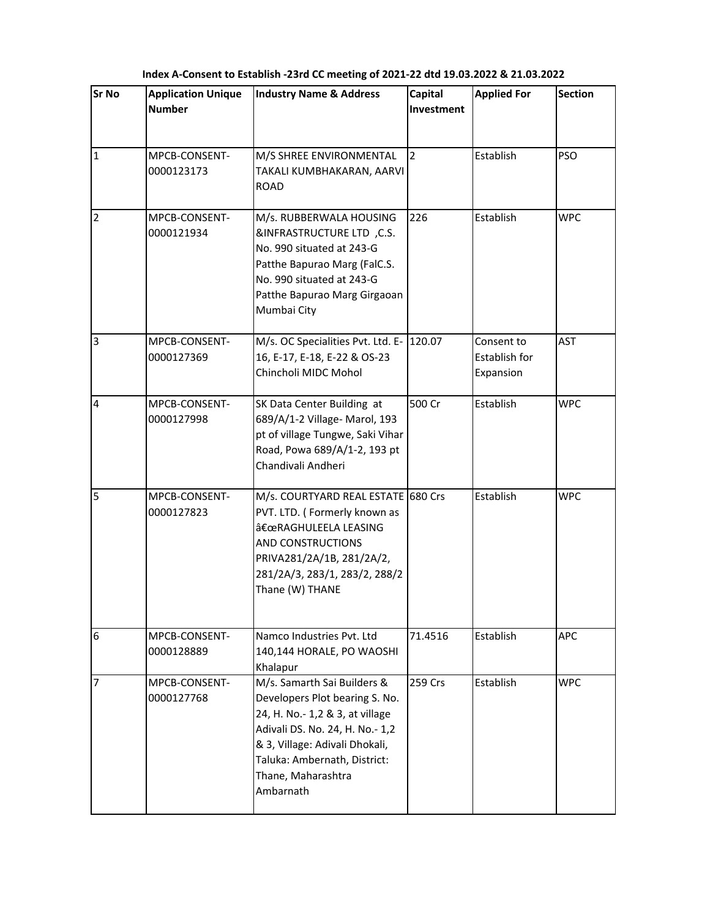**Index A-Consent to Establish -23rd CC meeting of 2021-22 dtd 19.03.2022 & 21.03.2022**

| Sr No | Application Unique Number | Industry Name & Address | Capital Investment | Applied For | Section |
|---|---|---|---|---|---|
| 1 | MPCB-CONSENT-0000123173 | M/S SHREE ENVIRONMENTAL TAKALI KUMBHAKARAN, AARVI ROAD | 2 | Establish | PSO |
| 2 | MPCB-CONSENT-0000121934 | M/s. RUBBERWALA HOUSING &INFRASTRUCTURE LTD ,C.S. No. 990 situated at 243-G Patthe Bapurao Marg (FalC.S. No. 990 situated at 243-G Patthe Bapurao Marg Girgaoan Mumbai City | 226 | Establish | WPC |
| 3 | MPCB-CONSENT-0000127369 | M/s. OC Specialities Pvt. Ltd. E-16, E-17, E-18, E-22 & OS-23 Chincholi MIDC Mohol | 120.07 | Consent to Establish for Expansion | AST |
| 4 | MPCB-CONSENT-0000127998 | SK Data Center Building at 689/A/1-2 Village- Marol, 193 pt of village Tungwe, Saki Vihar Road, Powa 689/A/1-2, 193 pt Chandivali Andheri | 500 Cr | Establish | WPC |
| 5 | MPCB-CONSENT-0000127823 | M/s. COURTYARD REAL ESTATE PVT. LTD. ( Formerly known as â€œRAGHULEELA LEASING AND CONSTRUCTIONS PRIVA281/2A/1B, 281/2A/2, 281/2A/3, 283/1, 283/2, 288/2 Thane (W) THANE | 680 Crs | Establish | WPC |
| 6 | MPCB-CONSENT-0000128889 | Namco Industries Pvt. Ltd 140,144 HORALE, PO WAOSHI Khalapur | 71.4516 | Establish | APC |
| 7 | MPCB-CONSENT-0000127768 | M/s. Samarth Sai Builders & Developers Plot bearing S. No. 24, H. No.- 1,2 & 3, at village Adivali DS. No. 24, H. No.- 1,2 & 3, Village: Adivali Dhokali, Taluka: Ambernath, District: Thane, Maharashtra Ambarnath | 259 Crs | Establish | WPC |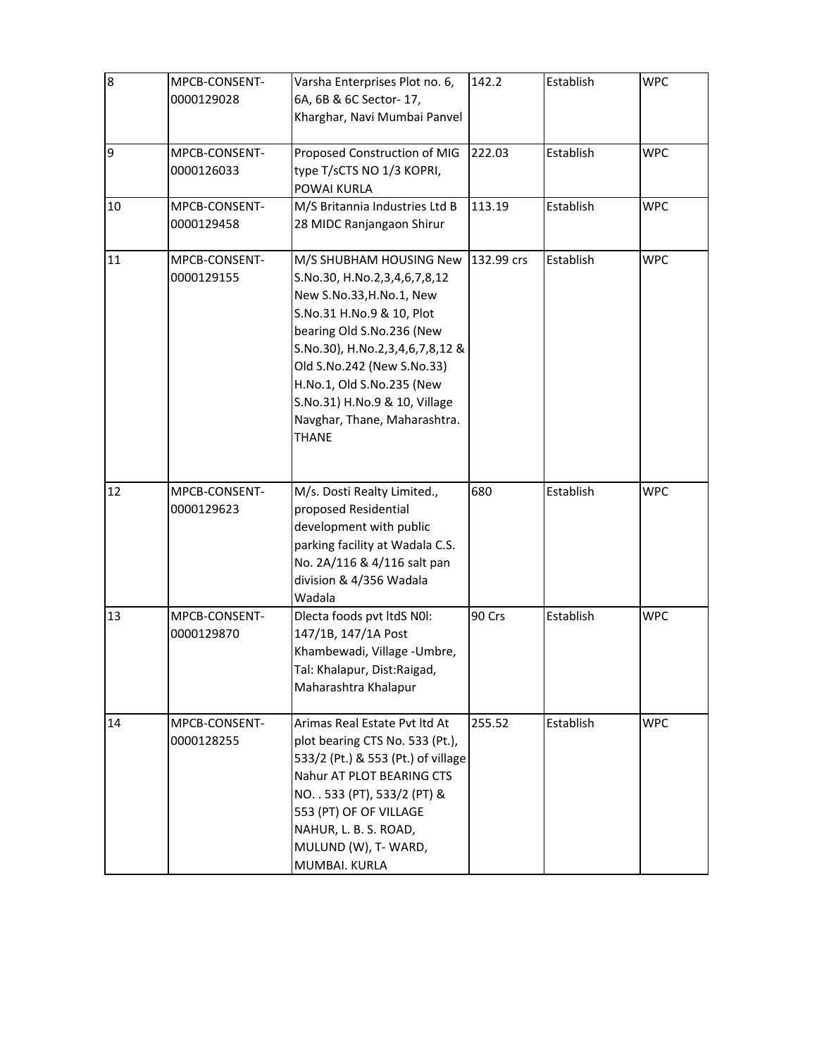| 8 | MPCB-CONSENT-0000129028 | Varsha Enterprises Plot no. 6, 6A, 6B & 6C Sector- 17, Kharghar, Navi Mumbai Panvel | 142.2 | Establish | WPC |
|---|---|---|---|---|---|
| 9 | MPCB-CONSENT-0000126033 | Proposed Construction of MIG type T/sCTS NO 1/3 KOPRI, POWAI KURLA | 222.03 | Establish | WPC |
| 10 | MPCB-CONSENT-0000129458 | M/S Britannia Industries Ltd B 28 MIDC Ranjangaon Shirur | 113.19 | Establish | WPC |
| 11 | MPCB-CONSENT-0000129155 | M/S SHUBHAM HOUSING New S.No.30, H.No.2,3,4,6,7,8,12 New S.No.33,H.No.1, New S.No.31 H.No.9 & 10, Plot bearing Old S.No.236 (New S.No.30), H.No.2,3,4,6,7,8,12 & Old S.No.242 (New S.No.33) H.No.1, Old S.No.235 (New S.No.31) H.No.9 & 10, Village Navghar, Thane, Maharashtra. THANE | 132.99 crs | Establish | WPC |
| 12 | MPCB-CONSENT-0000129623 | M/s. Dosti Realty Limited., proposed Residential development with public parking facility at Wadala C.S. No. 2A/116 & 4/116 salt pan division & 4/356 Wadala Wadala | 680 | Establish | WPC |
| 13 | MPCB-CONSENT-0000129870 | Dlecta foods pvt ltdS N0l: 147/1B, 147/1A Post Khambewadi, Village -Umbre, Tal: Khalapur, Dist:Raigad, Maharashtra Khalapur | 90 Crs | Establish | WPC |
| 14 | MPCB-CONSENT-0000128255 | Arimas Real Estate Pvt ltd At plot bearing CTS No. 533 (Pt.), 533/2 (Pt.) & 553 (Pt.) of village Nahur AT PLOT BEARING CTS NO. . 533 (PT), 533/2 (PT) & 553 (PT) OF OF VILLAGE NAHUR, L. B. S. ROAD, MULUND (W), T- WARD, MUMBAI. KURLA | 255.52 | Establish | WPC |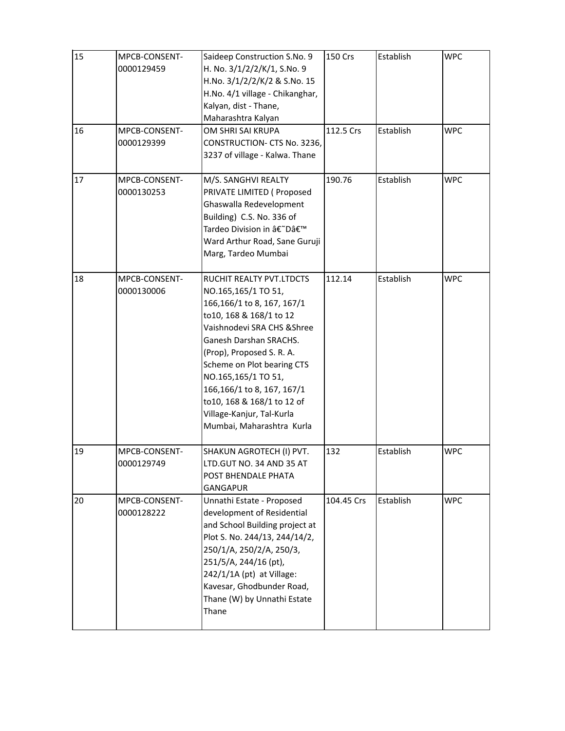| 15 | MPCB-CONSENT-0000129459 | Saideep Construction S.No. 9 H. No. 3/1/2/2/K/1, S.No. 9 H.No. 3/1/2/2/K/2 & S.No. 15 H.No. 4/1 village - Chikanghar, Kalyan, dist - Thane, Maharashtra Kalyan | 150 Crs | Establish | WPC |
|---|---|---|---|---|---|
| 16 | MPCB-CONSENT-0000129399 | OM SHRI SAI KRUPA CONSTRUCTION- CTS No. 3236, 3237 of village - Kalwa. Thane | 112.5 Crs | Establish | WPC |
| 17 | MPCB-CONSENT-0000130253 | M/S. SANGHVI REALTY PRIVATE LIMITED ( Proposed Ghaswalla Redevelopment Building) C.S. No. 336 of Tardeo Division in â€˜Dâ€™ Ward Arthur Road, Sane Guruji Marg, Tardeo Mumbai | 190.76 | Establish | WPC |
| 18 | MPCB-CONSENT-0000130006 | RUCHIT REALTY PVT.LTDCTS NO.165,165/1 TO 51, 166,166/1 to 8, 167, 167/1 to10, 168 & 168/1 to 12 Vaishnodevi SRA CHS &Shree Ganesh Darshan SRACHS. (Prop), Proposed S. R. A. Scheme on Plot bearing CTS NO.165,165/1 TO 51, 166,166/1 to 8, 167, 167/1 to10, 168 & 168/1 to 12 of Village-Kanjur, Tal-Kurla Mumbai, Maharashtra Kurla | 112.14 | Establish | WPC |
| 19 | MPCB-CONSENT-0000129749 | SHAKUN AGROTECH (I) PVT. LTD.GUT NO. 34 AND 35 AT POST BHENDALE PHATA GANGAPUR | 132 | Establish | WPC |
| 20 | MPCB-CONSENT-0000128222 | Unnathi Estate - Proposed development of Residential and School Building project at Plot S. No. 244/13, 244/14/2, 250/1/A, 250/2/A, 250/3, 251/5/A, 244/16 (pt), 242/1/1A (pt) at Village: Kavesar, Ghodbunder Road, Thane (W) by Unnathi Estate Thane | 104.45 Crs | Establish | WPC |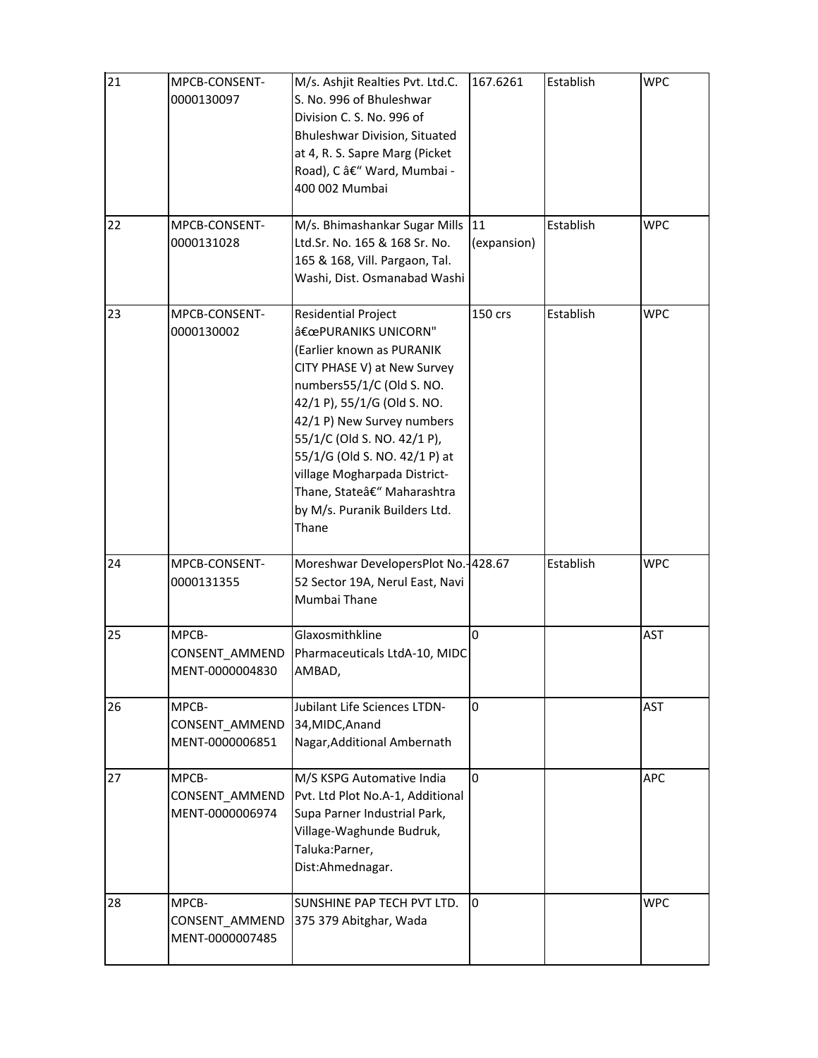| 21 | MPCB-CONSENT-0000130097 | M/s. Ashjit Realties Pvt. Ltd.C. S. No. 996 of Bhuleshwar Division C. S. No. 996 of Bhuleshwar Division, Situated at 4, R. S. Sapre Marg (Picket Road), C â€" Ward, Mumbai - 400 002 Mumbai | 167.6261 | Establish | WPC |
|---|---|---|---|---|---|
| 22 | MPCB-CONSENT-0000131028 | M/s. Bhimashankar Sugar Mills Ltd.Sr. No. 165 & 168 Sr. No. 165 & 168, Vill. Pargaon, Tal. Washi, Dist. Osmanabad Washi | 11 (expansion) | Establish | WPC |
| 23 | MPCB-CONSENT-0000130002 | Residential Project â€œPURANIKS UNICORN" (Earlier known as PURANIK CITY PHASE V) at New Survey numbers55/1/C (Old S. NO. 42/1 P), 55/1/G (Old S. NO. 42/1 P) New Survey numbers 55/1/C (Old S. NO. 42/1 P), 55/1/G (Old S. NO. 42/1 P) at village Mogharpada District-Thane, Stateâ€" Maharashtra by M/s. Puranik Builders Ltd. Thane | 150 crs | Establish | WPC |
| 24 | MPCB-CONSENT-0000131355 | Moreshwar DevelopersPlot No.-52 Sector 19A, Nerul East, Navi Mumbai Thane | 428.67 | Establish | WPC |
| 25 | MPCB-CONSENT_AMMENDMENT-0000004830 | Glaxosmithkline Pharmaceuticals LtdA-10, MIDC AMBAD, | 0 | | AST |
| 26 | MPCB-CONSENT_AMMENDMENT-0000006851 | Jubilant Life Sciences LTDN-34,MIDC,Anand Nagar,Additional Ambernath | 0 | | AST |
| 27 | MPCB-CONSENT_AMMENDMENT-0000006974 | M/S KSPG Automative India Pvt. Ltd Plot No.A-1, Additional Supa Parner Industrial Park, Village-Waghunde Budruk, Taluka:Parner, Dist:Ahmednagar. | 0 | | APC |
| 28 | MPCB-CONSENT_AMMENDMENT-0000007485 | SUNSHINE PAP TECH PVT LTD. 375 379 Abitghar, Wada | 0 | | WPC |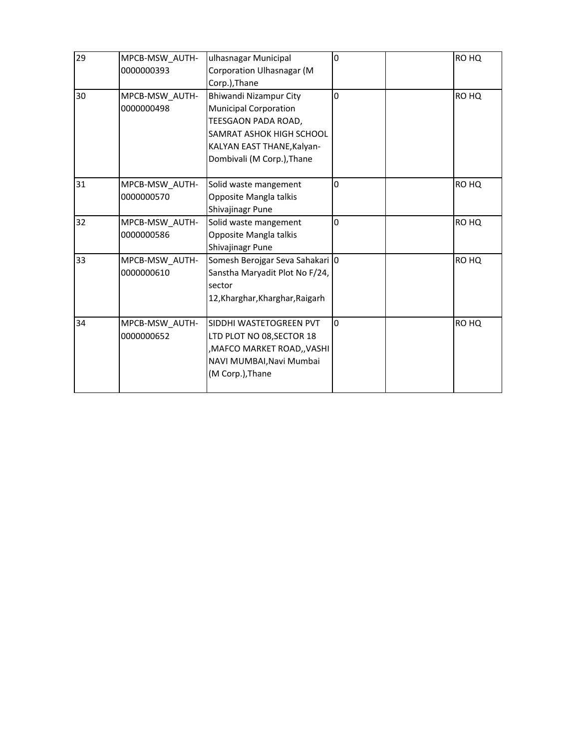| | | | | | |
|---|---|---|---|---|---|
| 29 | MPCB-MSW_AUTH-0000000393 | ulhasnagar Municipal Corporation Ulhasnagar (M Corp.),Thane | 0 | | RO HQ |
| 30 | MPCB-MSW_AUTH-0000000498 | Bhiwandi Nizampur City Municipal Corporation TEESGAON PADA ROAD, SAMRAT ASHOK HIGH SCHOOL KALYAN EAST THANE,Kalyan-Dombivali (M Corp.),Thane | 0 | | RO HQ |
| 31 | MPCB-MSW_AUTH-0000000570 | Solid waste mangement Opposite Mangla talkis Shivajinagr Pune | 0 | | RO HQ |
| 32 | MPCB-MSW_AUTH-0000000586 | Solid waste mangement Opposite Mangla talkis Shivajinagr Pune | 0 | | RO HQ |
| 33 | MPCB-MSW_AUTH-0000000610 | Somesh Berojgar Seva Sahakari Sanstha Maryadit Plot No F/24, sector 12,Kharghar,Kharghar,Raigarh | 0 | | RO HQ |
| 34 | MPCB-MSW_AUTH-0000000652 | SIDDHI WASTETOGREEN PVT LTD PLOT NO 08,SECTOR 18 ,MAFCO MARKET ROAD,,VASHI NAVI MUMBAI,Navi Mumbai (M Corp.),Thane | 0 | | RO HQ |